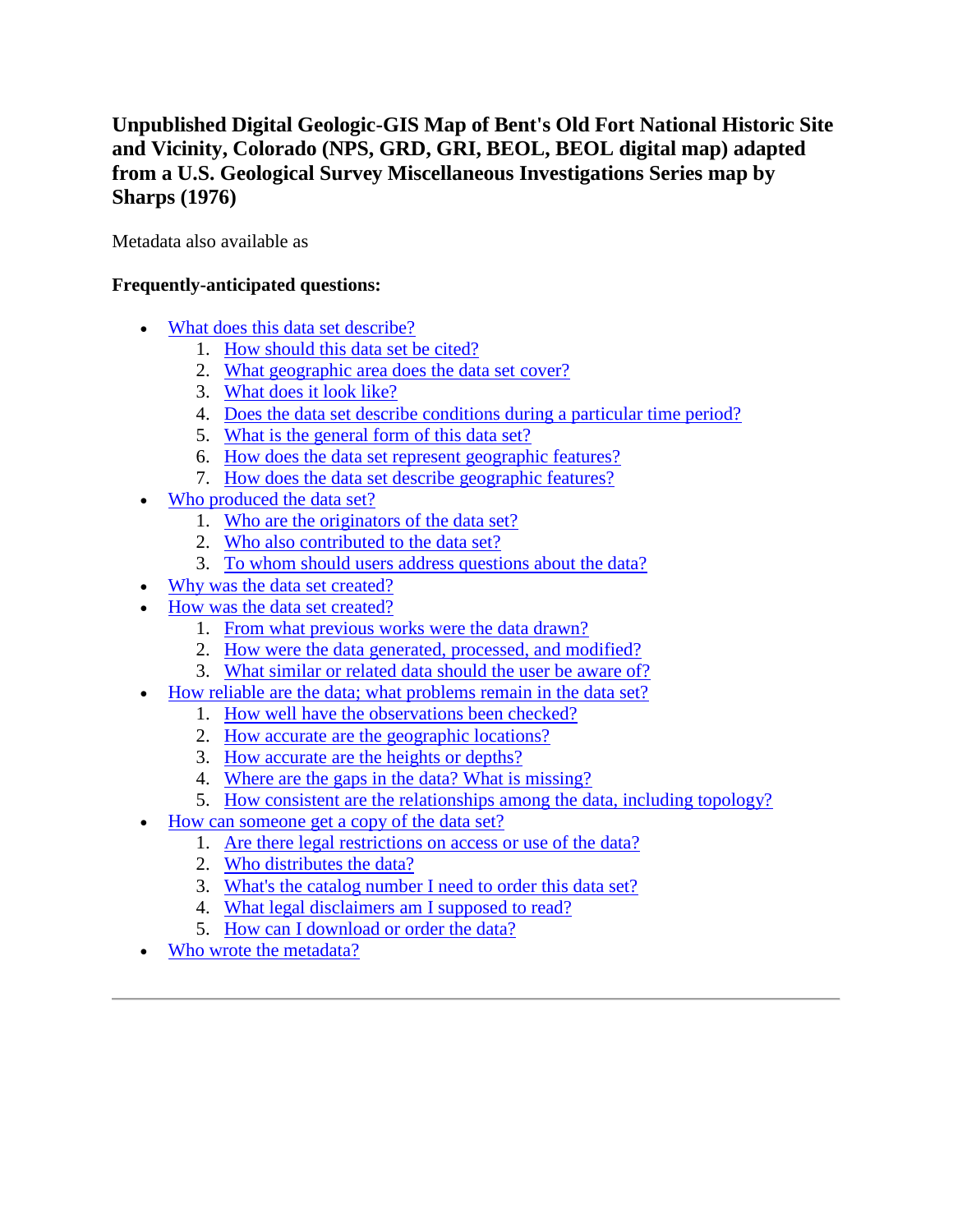# Unpublished Digital Geologic-GIS Map of Bent's Old Fort National Historic Site and Vicinity, Colorado (NPS, GRD, GRI, BEOL, BEOL digital map) adapted from a U.S. Geological Survey Miscellaneous Investigations Series map by Sharps (1976)

Metadata also available as

**Frequently-anticipated questions:**

- What does this data set describe?
  1. How should this data set be cited?
  2. What geographic area does the data set cover?
  3. What does it look like?
  4. Does the data set describe conditions during a particular time period?
  5. What is the general form of this data set?
  6. How does the data set represent geographic features?
  7. How does the data set describe geographic features?
- Who produced the data set?
  1. Who are the originators of the data set?
  2. Who also contributed to the data set?
  3. To whom should users address questions about the data?
- Why was the data set created?
- How was the data set created?
  1. From what previous works were the data drawn?
  2. How were the data generated, processed, and modified?
  3. What similar or related data should the user be aware of?
- How reliable are the data; what problems remain in the data set?
  1. How well have the observations been checked?
  2. How accurate are the geographic locations?
  3. How accurate are the heights or depths?
  4. Where are the gaps in the data? What is missing?
  5. How consistent are the relationships among the data, including topology?
- How can someone get a copy of the data set?
  1. Are there legal restrictions on access or use of the data?
  2. Who distributes the data?
  3. What's the catalog number I need to order this data set?
  4. What legal disclaimers am I supposed to read?
  5. How can I download or order the data?
- Who wrote the metadata?

---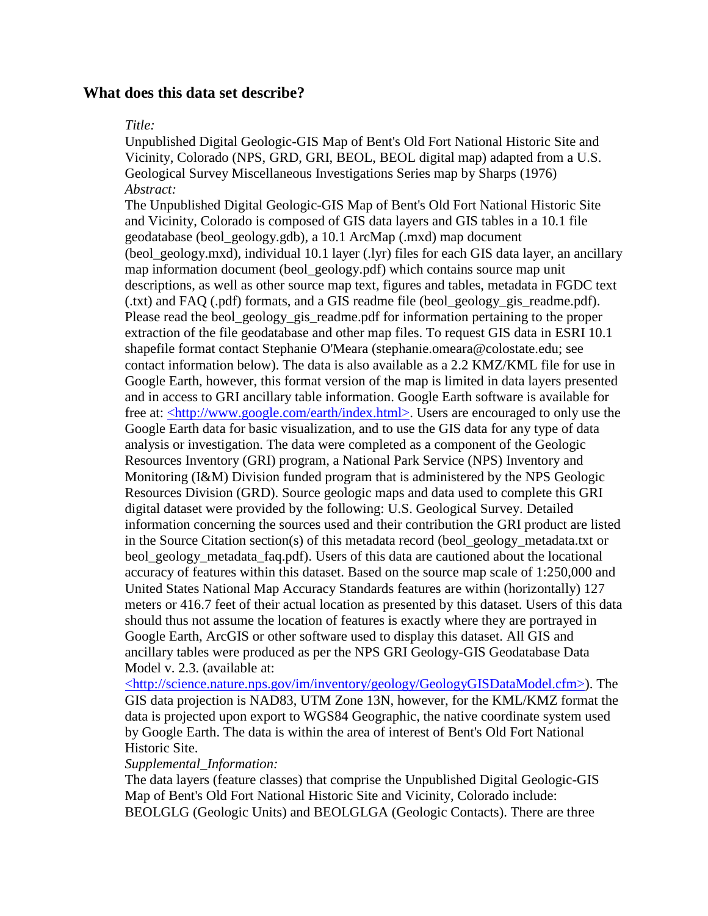## What does this data set describe?

*Title:*

Unpublished Digital Geologic-GIS Map of Bent's Old Fort National Historic Site and Vicinity, Colorado (NPS, GRD, GRI, BEOL, BEOL digital map) adapted from a U.S. Geological Survey Miscellaneous Investigations Series map by Sharps (1976)

*Abstract:*

The Unpublished Digital Geologic-GIS Map of Bent's Old Fort National Historic Site and Vicinity, Colorado is composed of GIS data layers and GIS tables in a 10.1 file geodatabase (beol_geology.gdb), a 10.1 ArcMap (.mxd) map document (beol_geology.mxd), individual 10.1 layer (.lyr) files for each GIS data layer, an ancillary map information document (beol_geology.pdf) which contains source map unit descriptions, as well as other source map text, figures and tables, metadata in FGDC text (.txt) and FAQ (.pdf) formats, and a GIS readme file (beol_geology_gis_readme.pdf). Please read the beol_geology_gis_readme.pdf for information pertaining to the proper extraction of the file geodatabase and other map files. To request GIS data in ESRI 10.1 shapefile format contact Stephanie O'Meara (stephanie.omeara@colostate.edu; see contact information below). The data is also available as a 2.2 KMZ/KML file for use in Google Earth, however, this format version of the map is limited in data layers presented and in access to GRI ancillary table information. Google Earth software is available for free at: <http://www.google.com/earth/index.html>. Users are encouraged to only use the Google Earth data for basic visualization, and to use the GIS data for any type of data analysis or investigation. The data were completed as a component of the Geologic Resources Inventory (GRI) program, a National Park Service (NPS) Inventory and Monitoring (I&M) Division funded program that is administered by the NPS Geologic Resources Division (GRD). Source geologic maps and data used to complete this GRI digital dataset were provided by the following: U.S. Geological Survey. Detailed information concerning the sources used and their contribution the GRI product are listed in the Source Citation section(s) of this metadata record (beol_geology_metadata.txt or beol_geology_metadata_faq.pdf). Users of this data are cautioned about the locational accuracy of features within this dataset. Based on the source map scale of 1:250,000 and United States National Map Accuracy Standards features are within (horizontally) 127 meters or 416.7 feet of their actual location as presented by this dataset. Users of this data should thus not assume the location of features is exactly where they are portrayed in Google Earth, ArcGIS or other software used to display this dataset. All GIS and ancillary tables were produced as per the NPS GRI Geology-GIS Geodatabase Data Model v. 2.3. (available at: <http://science.nature.nps.gov/im/inventory/geology/GeologyGISDataModel.cfm>). The GIS data projection is NAD83, UTM Zone 13N, however, for the KML/KMZ format the data is projected upon export to WGS84 Geographic, the native coordinate system used by Google Earth. The data is within the area of interest of Bent's Old Fort National Historic Site.

*Supplemental_Information:*

The data layers (feature classes) that comprise the Unpublished Digital Geologic-GIS Map of Bent's Old Fort National Historic Site and Vicinity, Colorado include: BEOLGLG (Geologic Units) and BEOLGLGA (Geologic Contacts). There are three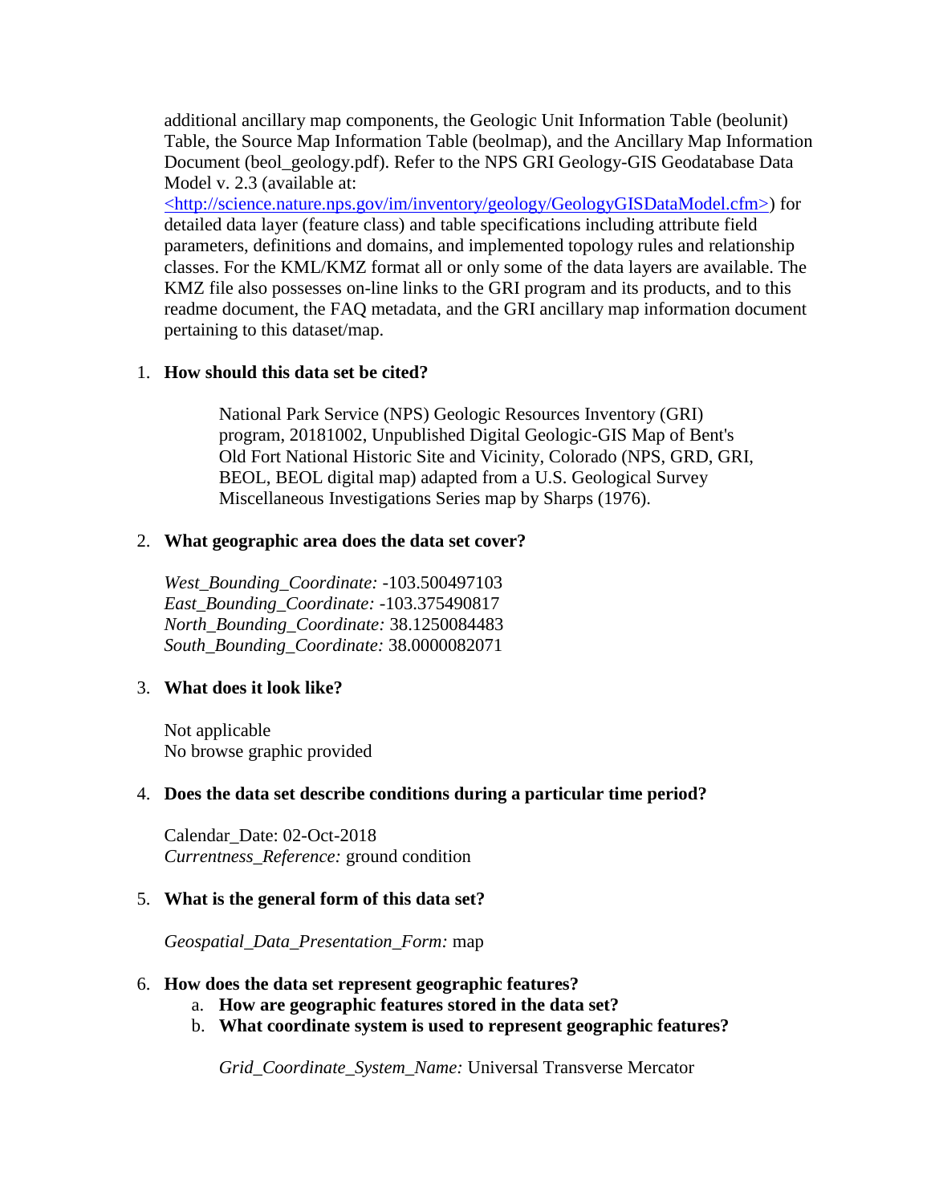additional ancillary map components, the Geologic Unit Information Table (beolunit) Table, the Source Map Information Table (beolmap), and the Ancillary Map Information Document (beol_geology.pdf). Refer to the NPS GRI Geology-GIS Geodatabase Data Model v. 2.3 (available at: <http://science.nature.nps.gov/im/inventory/geology/GeologyGISDataModel.cfm>) for detailed data layer (feature class) and table specifications including attribute field parameters, definitions and domains, and implemented topology rules and relationship classes. For the KML/KMZ format all or only some of the data layers are available. The KMZ file also possesses on-line links to the GRI program and its products, and to this readme document, the FAQ metadata, and the GRI ancillary map information document pertaining to this dataset/map.

1. **How should this data set be cited?**

   National Park Service (NPS) Geologic Resources Inventory (GRI) program, 20181002, Unpublished Digital Geologic-GIS Map of Bent's Old Fort National Historic Site and Vicinity, Colorado (NPS, GRD, GRI, BEOL, BEOL digital map) adapted from a U.S. Geological Survey Miscellaneous Investigations Series map by Sharps (1976).

2. **What geographic area does the data set cover?**

   *West_Bounding_Coordinate:* -103.500497103
   *East_Bounding_Coordinate:* -103.375490817
   *North_Bounding_Coordinate:* 38.1250084483
   *South_Bounding_Coordinate:* 38.0000082071

3. **What does it look like?**

   Not applicable
   No browse graphic provided

4. **Does the data set describe conditions during a particular time period?**

   Calendar_Date: 02-Oct-2018
   *Currentness_Reference:* ground condition

5. **What is the general form of this data set?**

   *Geospatial_Data_Presentation_Form:* map

6. **How does the data set represent geographic features?**
   a. **How are geographic features stored in the data set?**
   b. **What coordinate system is used to represent geographic features?**

      *Grid_Coordinate_System_Name:* Universal Transverse Mercator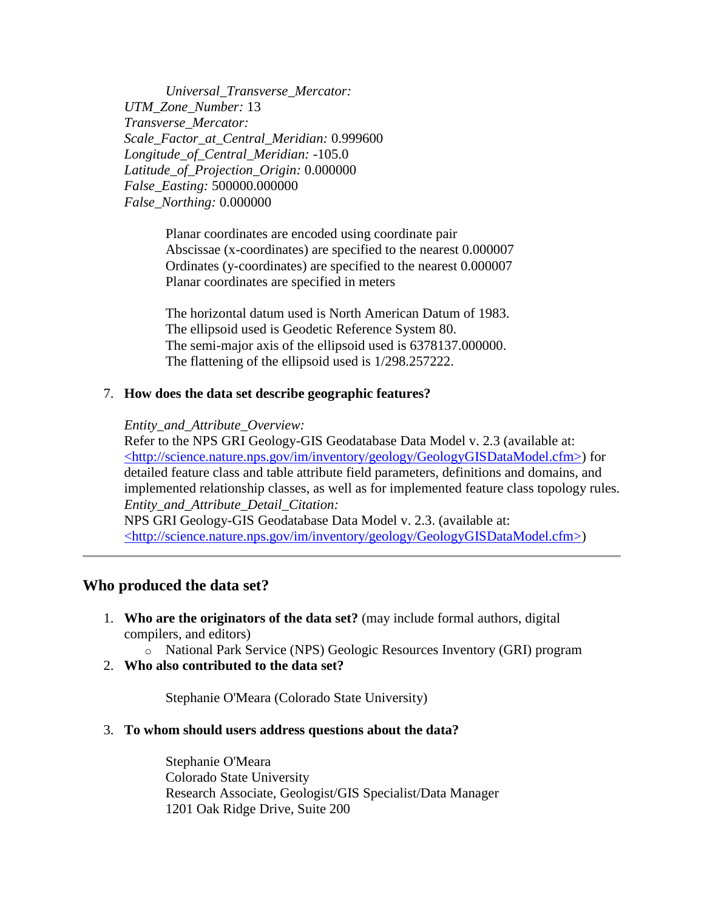*Universal_Transverse_Mercator:*
*UTM_Zone_Number:* 13
*Transverse_Mercator:*
*Scale_Factor_at_Central_Meridian:* 0.999600
*Longitude_of_Central_Meridian:* -105.0
*Latitude_of_Projection_Origin:* 0.000000
*False_Easting:* 500000.000000
*False_Northing:* 0.000000

Planar coordinates are encoded using coordinate pair
Abscissae (x-coordinates) are specified to the nearest 0.000007
Ordinates (y-coordinates) are specified to the nearest 0.000007
Planar coordinates are specified in meters

The horizontal datum used is North American Datum of 1983.
The ellipsoid used is Geodetic Reference System 80.
The semi-major axis of the ellipsoid used is 6378137.000000.
The flattening of the ellipsoid used is 1/298.257222.

7. **How does the data set describe geographic features?**

   *Entity_and_Attribute_Overview:*
   Refer to the NPS GRI Geology-GIS Geodatabase Data Model v. 2.3 (available at: <http://science.nature.nps.gov/im/inventory/geology/GeologyGISDataModel.cfm>) for detailed feature class and table attribute field parameters, definitions and domains, and implemented relationship classes, as well as for implemented feature class topology rules.
   *Entity_and_Attribute_Detail_Citation:*
   NPS GRI Geology-GIS Geodatabase Data Model v. 2.3. (available at: <http://science.nature.nps.gov/im/inventory/geology/GeologyGISDataModel.cfm>)

---

## Who produced the data set?

1. **Who are the originators of the data set?** (may include formal authors, digital compilers, and editors)
   - National Park Service (NPS) Geologic Resources Inventory (GRI) program
2. **Who also contributed to the data set?**

   Stephanie O'Meara (Colorado State University)

3. **To whom should users address questions about the data?**

   Stephanie O'Meara
   Colorado State University
   Research Associate, Geologist/GIS Specialist/Data Manager
   1201 Oak Ridge Drive, Suite 200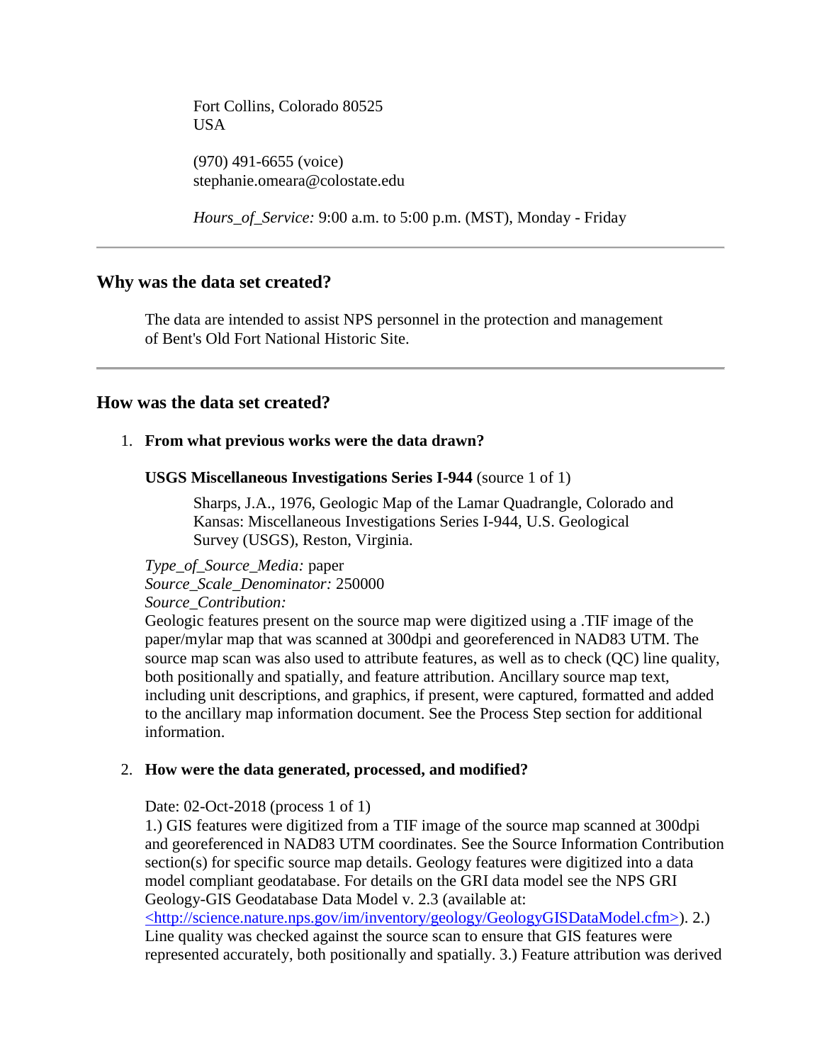Fort Collins, Colorado 80525
USA

(970) 491-6655 (voice)
stephanie.omeara@colostate.edu

*Hours_of_Service:* 9:00 a.m. to 5:00 p.m. (MST), Monday - Friday

---

## Why was the data set created?

The data are intended to assist NPS personnel in the protection and management of Bent's Old Fort National Historic Site.

---

## How was the data set created?

1. **From what previous works were the data drawn?**

   **USGS Miscellaneous Investigations Series I-944** (source 1 of 1)

   Sharps, J.A., 1976, Geologic Map of the Lamar Quadrangle, Colorado and Kansas: Miscellaneous Investigations Series I-944, U.S. Geological Survey (USGS), Reston, Virginia.

   *Type_of_Source_Media:* paper
   *Source_Scale_Denominator:* 250000
   *Source_Contribution:*
   Geologic features present on the source map were digitized using a .TIF image of the paper/mylar map that was scanned at 300dpi and georeferenced in NAD83 UTM. The source map scan was also used to attribute features, as well as to check (QC) line quality, both positionally and spatially, and feature attribution. Ancillary source map text, including unit descriptions, and graphics, if present, were captured, formatted and added to the ancillary map information document. See the Process Step section for additional information.

2. **How were the data generated, processed, and modified?**

   Date: 02-Oct-2018 (process 1 of 1)
   1.) GIS features were digitized from a TIF image of the source map scanned at 300dpi and georeferenced in NAD83 UTM coordinates. See the Source Information Contribution section(s) for specific source map details. Geology features were digitized into a data model compliant geodatabase. For details on the GRI data model see the NPS GRI Geology-GIS Geodatabase Data Model v. 2.3 (available at: <http://science.nature.nps.gov/im/inventory/geology/GeologyGISDataModel.cfm>). 2.) Line quality was checked against the source scan to ensure that GIS features were represented accurately, both positionally and spatially. 3.) Feature attribution was derived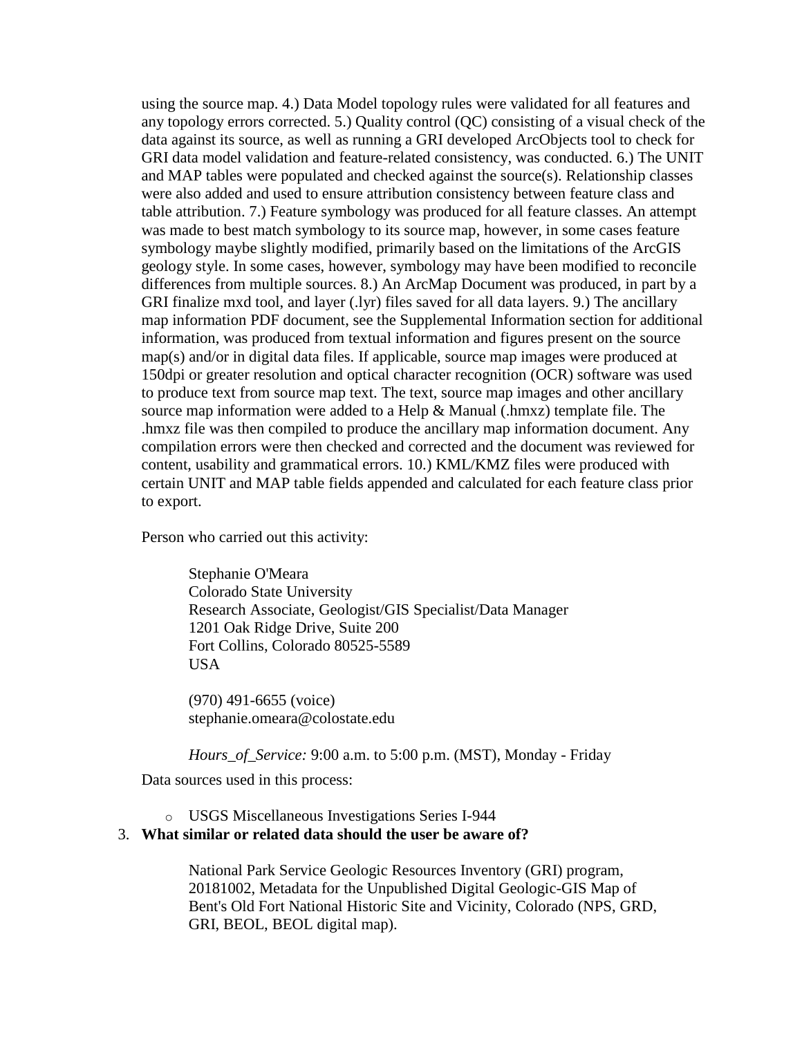using the source map. 4.) Data Model topology rules were validated for all features and any topology errors corrected. 5.) Quality control (QC) consisting of a visual check of the data against its source, as well as running a GRI developed ArcObjects tool to check for GRI data model validation and feature-related consistency, was conducted. 6.) The UNIT and MAP tables were populated and checked against the source(s). Relationship classes were also added and used to ensure attribution consistency between feature class and table attribution. 7.) Feature symbology was produced for all feature classes. An attempt was made to best match symbology to its source map, however, in some cases feature symbology maybe slightly modified, primarily based on the limitations of the ArcGIS geology style. In some cases, however, symbology may have been modified to reconcile differences from multiple sources. 8.) An ArcMap Document was produced, in part by a GRI finalize mxd tool, and layer (.lyr) files saved for all data layers. 9.) The ancillary map information PDF document, see the Supplemental Information section for additional information, was produced from textual information and figures present on the source map(s) and/or in digital data files. If applicable, source map images were produced at 150dpi or greater resolution and optical character recognition (OCR) software was used to produce text from source map text. The text, source map images and other ancillary source map information were added to a Help & Manual (.hmxz) template file. The .hmxz file was then compiled to produce the ancillary map information document. Any compilation errors were then checked and corrected and the document was reviewed for content, usability and grammatical errors. 10.) KML/KMZ files were produced with certain UNIT and MAP table fields appended and calculated for each feature class prior to export.

Person who carried out this activity:

> Stephanie O'Meara
> Colorado State University
> Research Associate, Geologist/GIS Specialist/Data Manager
> 1201 Oak Ridge Drive, Suite 200
> Fort Collins, Colorado 80525-5589
> USA
>
> (970) 491-6655 (voice)
> stephanie.omeara@colostate.edu
>
> *Hours_of_Service:* 9:00 a.m. to 5:00 p.m. (MST), Monday - Friday

Data sources used in this process:

- USGS Miscellaneous Investigations Series I-944

3. **What similar or related data should the user be aware of?**

> National Park Service Geologic Resources Inventory (GRI) program, 20181002, Metadata for the Unpublished Digital Geologic-GIS Map of Bent's Old Fort National Historic Site and Vicinity, Colorado (NPS, GRD, GRI, BEOL, BEOL digital map).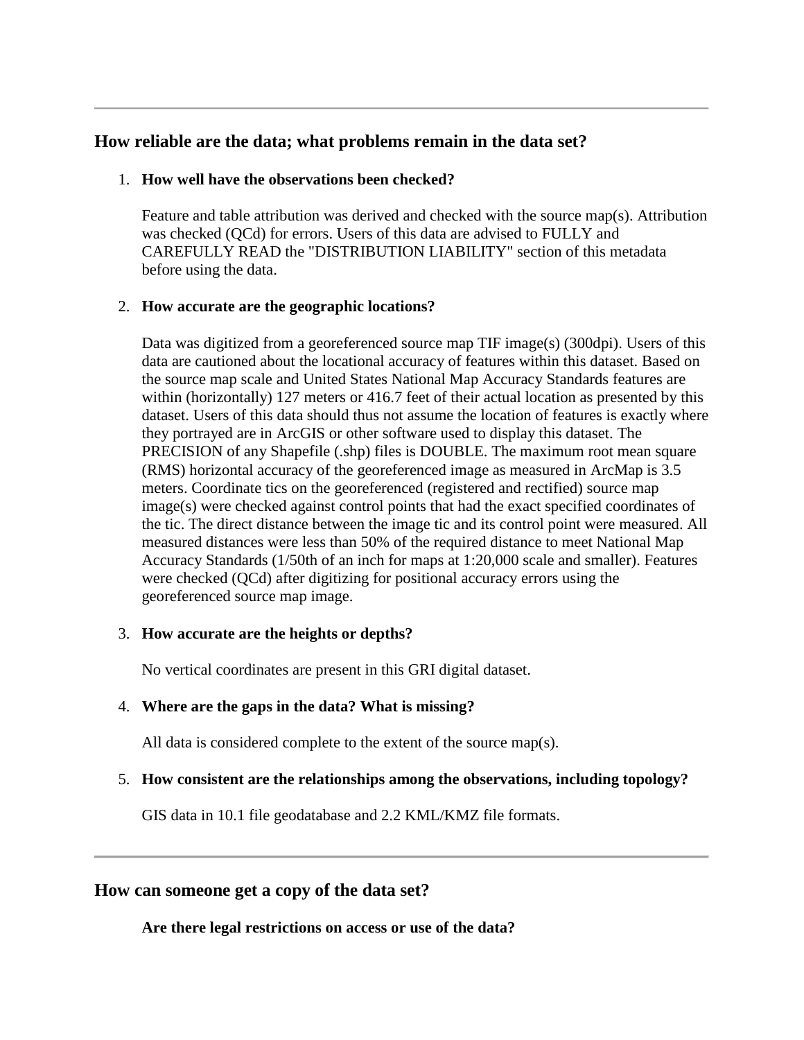---

## How reliable are the data; what problems remain in the data set?

1. **How well have the observations been checked?**

   Feature and table attribution was derived and checked with the source map(s). Attribution was checked (QCd) for errors. Users of this data are advised to FULLY and CAREFULLY READ the "DISTRIBUTION LIABILITY" section of this metadata before using the data.

2. **How accurate are the geographic locations?**

   Data was digitized from a georeferenced source map TIF image(s) (300dpi). Users of this data are cautioned about the locational accuracy of features within this dataset. Based on the source map scale and United States National Map Accuracy Standards features are within (horizontally) 127 meters or 416.7 feet of their actual location as presented by this dataset. Users of this data should thus not assume the location of features is exactly where they portrayed are in ArcGIS or other software used to display this dataset. The PRECISION of any Shapefile (.shp) files is DOUBLE. The maximum root mean square (RMS) horizontal accuracy of the georeferenced image as measured in ArcMap is 3.5 meters. Coordinate tics on the georeferenced (registered and rectified) source map image(s) were checked against control points that had the exact specified coordinates of the tic. The direct distance between the image tic and its control point were measured. All measured distances were less than 50% of the required distance to meet National Map Accuracy Standards (1/50th of an inch for maps at 1:20,000 scale and smaller). Features were checked (QCd) after digitizing for positional accuracy errors using the georeferenced source map image.

3. **How accurate are the heights or depths?**

   No vertical coordinates are present in this GRI digital dataset.

4. **Where are the gaps in the data? What is missing?**

   All data is considered complete to the extent of the source map(s).

5. **How consistent are the relationships among the observations, including topology?**

   GIS data in 10.1 file geodatabase and 2.2 KML/KMZ file formats.

---

## How can someone get a copy of the data set?

**Are there legal restrictions on access or use of the data?**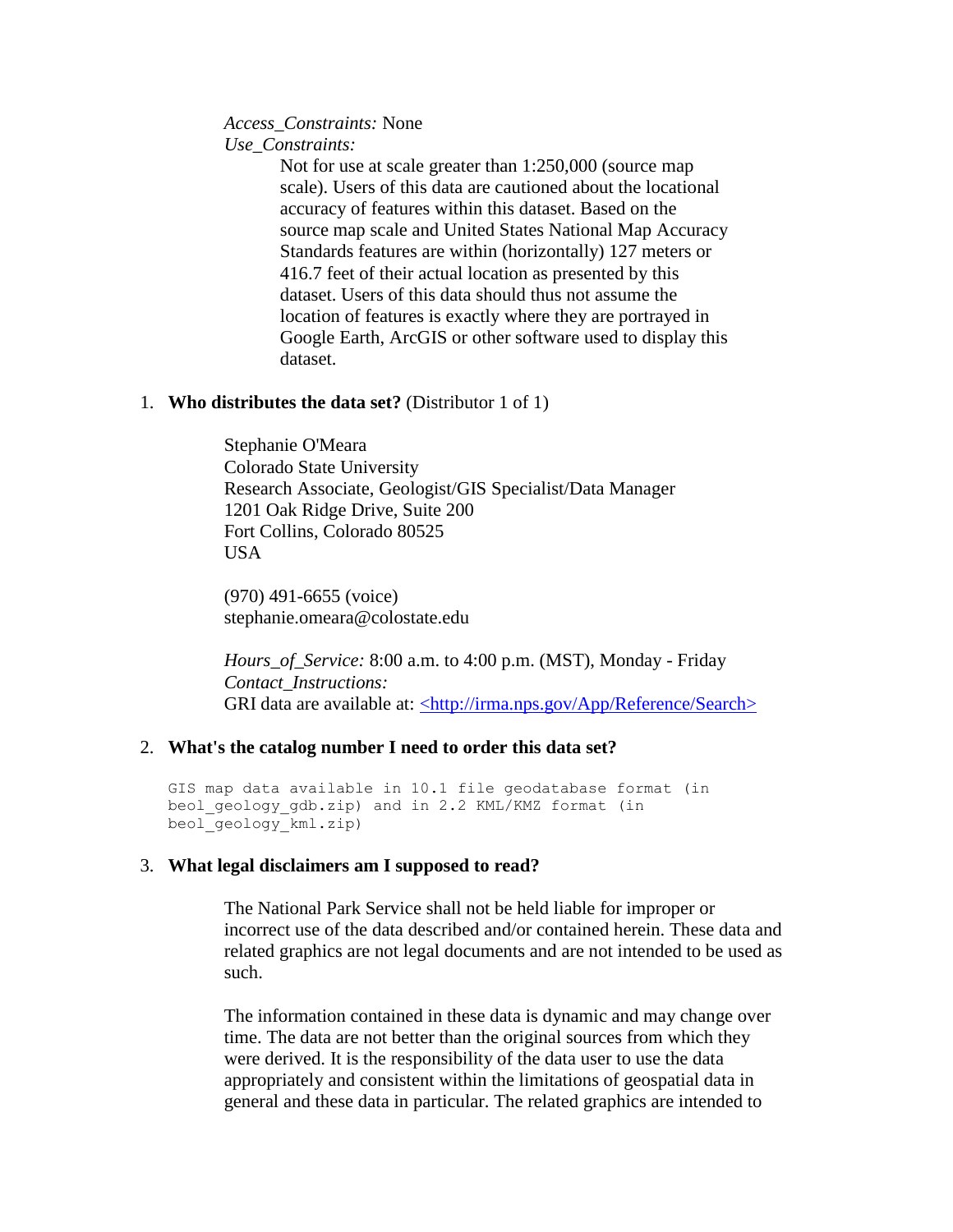*Access_Constraints:* None
*Use_Constraints:*

Not for use at scale greater than 1:250,000 (source map scale). Users of this data are cautioned about the locational accuracy of features within this dataset. Based on the source map scale and United States National Map Accuracy Standards features are within (horizontally) 127 meters or 416.7 feet of their actual location as presented by this dataset. Users of this data should thus not assume the location of features is exactly where they are portrayed in Google Earth, ArcGIS or other software used to display this dataset.

1. **Who distributes the data set?** (Distributor 1 of 1)

    Stephanie O'Meara
    Colorado State University
    Research Associate, Geologist/GIS Specialist/Data Manager
    1201 Oak Ridge Drive, Suite 200
    Fort Collins, Colorado 80525
    USA

    (970) 491-6655 (voice)
    stephanie.omeara@colostate.edu

    *Hours_of_Service:* 8:00 a.m. to 4:00 p.m. (MST), Monday - Friday
    *Contact_Instructions:*
    GRI data are available at: <http://irma.nps.gov/App/Reference/Search>

2. **What's the catalog number I need to order this data set?**

```
GIS map data available in 10.1 file geodatabase format (in
beol_geology_gdb.zip) and in 2.2 KML/KMZ format (in
beol_geology_kml.zip)
```

3. **What legal disclaimers am I supposed to read?**

    The National Park Service shall not be held liable for improper or incorrect use of the data described and/or contained herein. These data and related graphics are not legal documents and are not intended to be used as such.

    The information contained in these data is dynamic and may change over time. The data are not better than the original sources from which they were derived. It is the responsibility of the data user to use the data appropriately and consistent within the limitations of geospatial data in general and these data in particular. The related graphics are intended to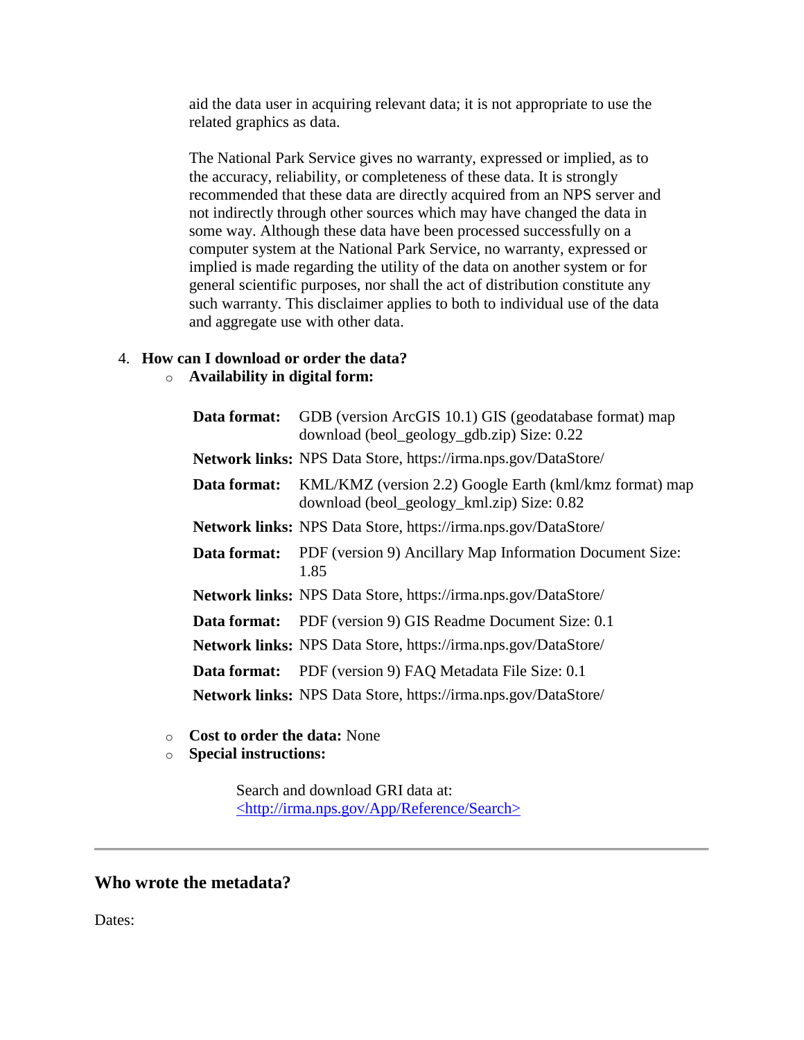aid the data user in acquiring relevant data; it is not appropriate to use the related graphics as data.

The National Park Service gives no warranty, expressed or implied, as to the accuracy, reliability, or completeness of these data. It is strongly recommended that these data are directly acquired from an NPS server and not indirectly through other sources which may have changed the data in some way. Although these data have been processed successfully on a computer system at the National Park Service, no warranty, expressed or implied is made regarding the utility of the data on another system or for general scientific purposes, nor shall the act of distribution constitute any such warranty. This disclaimer applies to both to individual use of the data and aggregate use with other data.

4. **How can I download or order the data?**
   - **Availability in digital form:**

| | |
|---|---|
| **Data format:** | GDB (version ArcGIS 10.1) GIS (geodatabase format) map download (beol_geology_gdb.zip) Size: 0.22 |
| **Network links:** | NPS Data Store, https://irma.nps.gov/DataStore/ |
| **Data format:** | KML/KMZ (version 2.2) Google Earth (kml/kmz format) map download (beol_geology_kml.zip) Size: 0.82 |
| **Network links:** | NPS Data Store, https://irma.nps.gov/DataStore/ |
| **Data format:** | PDF (version 9) Ancillary Map Information Document Size: 1.85 |
| **Network links:** | NPS Data Store, https://irma.nps.gov/DataStore/ |
| **Data format:** | PDF (version 9) GIS Readme Document Size: 0.1 |
| **Network links:** | NPS Data Store, https://irma.nps.gov/DataStore/ |
| **Data format:** | PDF (version 9) FAQ Metadata File Size: 0.1 |
| **Network links:** | NPS Data Store, https://irma.nps.gov/DataStore/ |

   - **Cost to order the data:** None
   - **Special instructions:**

     Search and download GRI data at: <http://irma.nps.gov/App/Reference/Search>

---

## Who wrote the metadata?

Dates: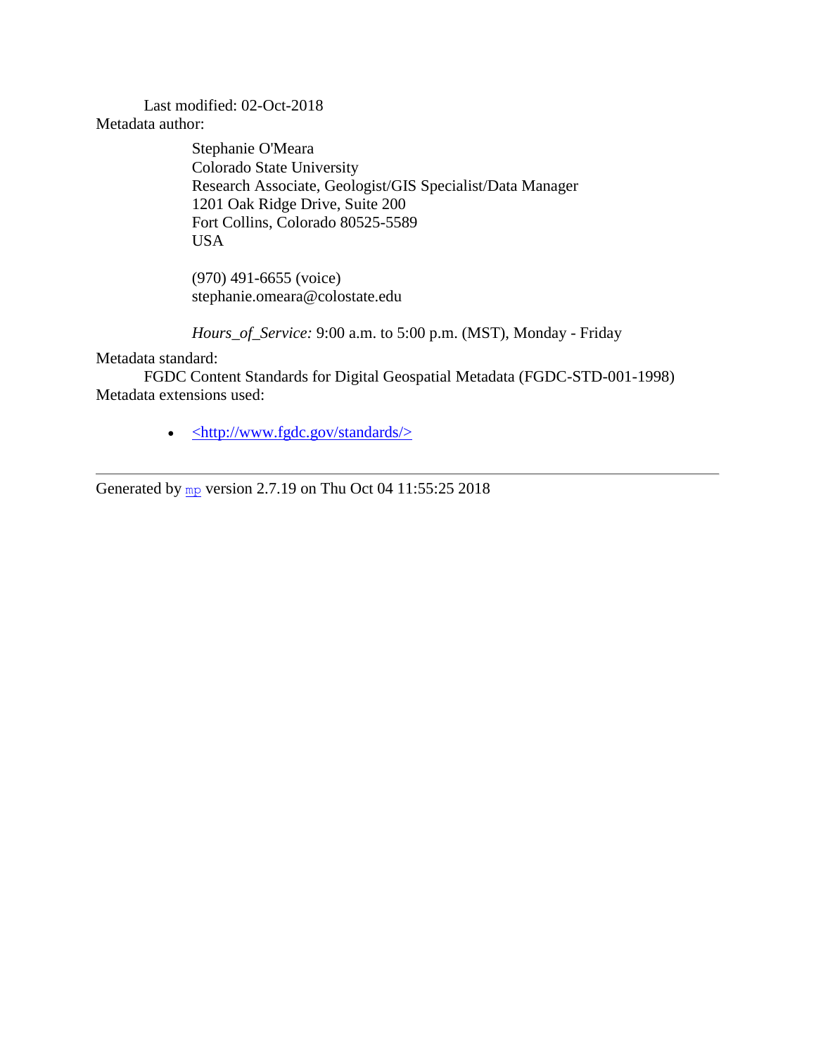Last modified: 02-Oct-2018

Metadata author:

Stephanie O'Meara
Colorado State University
Research Associate, Geologist/GIS Specialist/Data Manager
1201 Oak Ridge Drive, Suite 200
Fort Collins, Colorado 80525-5589
USA

(970) 491-6655 (voice)
stephanie.omeara@colostate.edu

*Hours_of_Service:* 9:00 a.m. to 5:00 p.m. (MST), Monday - Friday

Metadata standard:

FGDC Content Standards for Digital Geospatial Metadata (FGDC-STD-001-1998)

Metadata extensions used:

- <http://www.fgdc.gov/standards/>

---

Generated by mp version 2.7.19 on Thu Oct 04 11:55:25 2018